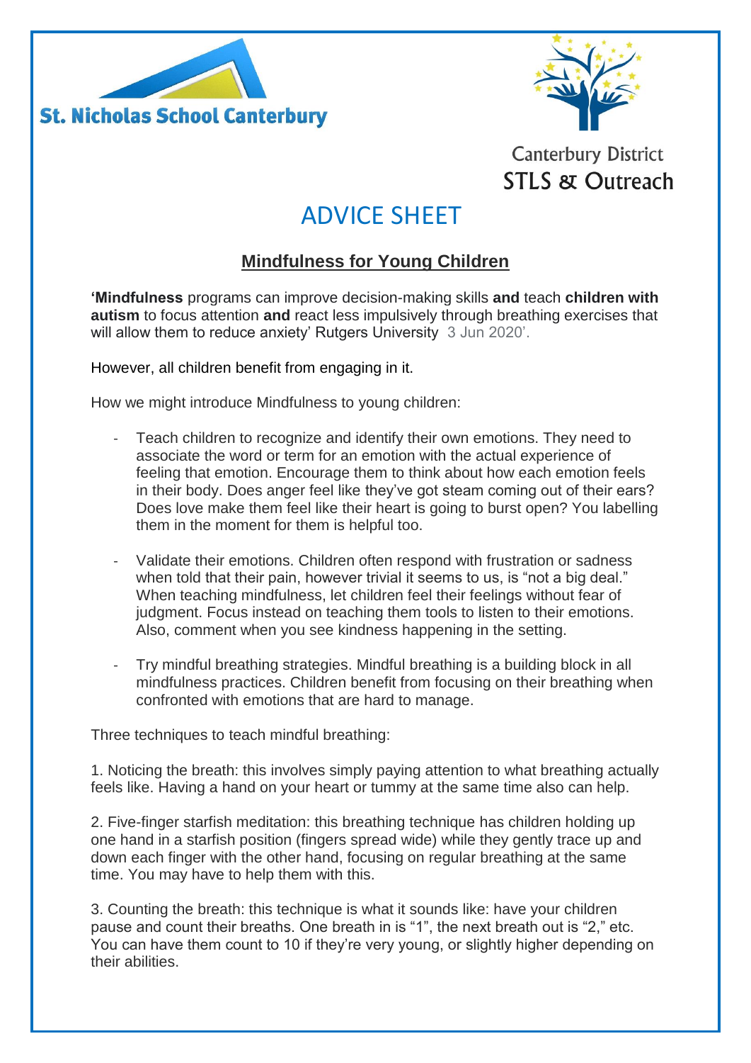St. Nicholas School Canterbury

Canterbury District
STLS & Outreach

# ADVICE SHEET

## Mindfulness for Young Children

**'Mindfulness** programs can improve decision-making skills **and** teach **children with autism** to focus attention **and** react less impulsively through breathing exercises that will allow them to reduce anxiety' Rutgers University 3 Jun 2020'.

However, all children benefit from engaging in it.

How we might introduce Mindfulness to young children:

- Teach children to recognize and identify their own emotions. They need to associate the word or term for an emotion with the actual experience of feeling that emotion. Encourage them to think about how each emotion feels in their body. Does anger feel like they've got steam coming out of their ears? Does love make them feel like their heart is going to burst open? You labelling them in the moment for them is helpful too.

- Validate their emotions. Children often respond with frustration or sadness when told that their pain, however trivial it seems to us, is "not a big deal." When teaching mindfulness, let children feel their feelings without fear of judgment. Focus instead on teaching them tools to listen to their emotions. Also, comment when you see kindness happening in the setting.

- Try mindful breathing strategies. Mindful breathing is a building block in all mindfulness practices. Children benefit from focusing on their breathing when confronted with emotions that are hard to manage.

Three techniques to teach mindful breathing:

1. Noticing the breath: this involves simply paying attention to what breathing actually feels like. Having a hand on your heart or tummy at the same time also can help.

2. Five-finger starfish meditation: this breathing technique has children holding up one hand in a starfish position (fingers spread wide) while they gently trace up and down each finger with the other hand, focusing on regular breathing at the same time. You may have to help them with this.

3. Counting the breath: this technique is what it sounds like: have your children pause and count their breaths. One breath in is "1", the next breath out is "2," etc. You can have them count to 10 if they're very young, or slightly higher depending on their abilities.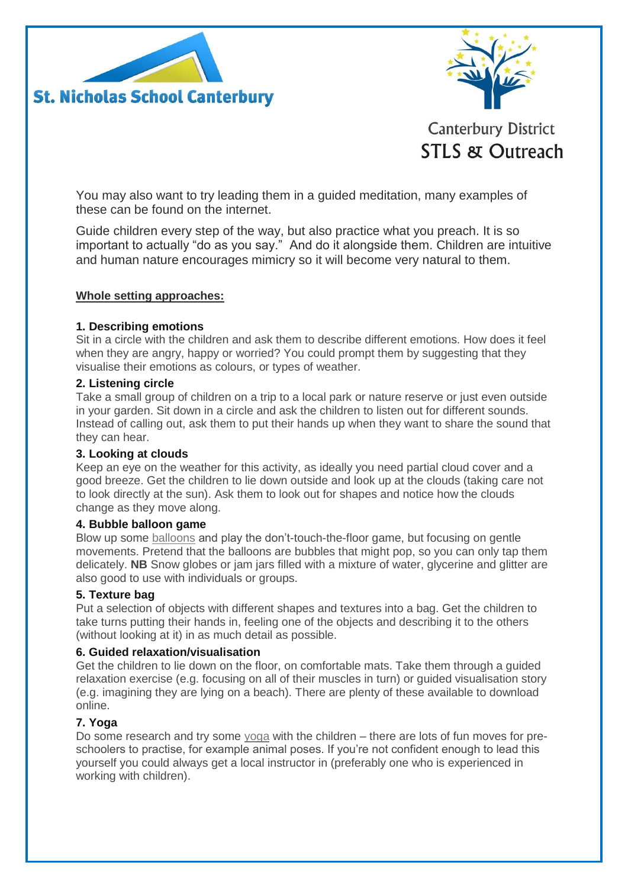St. Nicholas School Canterbury

Canterbury District
STLS & Outreach

You may also want to try leading them in a guided meditation, many examples of these can be found on the internet.

Guide children every step of the way, but also practice what you preach. It is so important to actually "do as you say." And do it alongside them. Children are intuitive and human nature encourages mimicry so it will become very natural to them.

**Whole setting approaches:**

**1. Describing emotions**
Sit in a circle with the children and ask them to describe different emotions. How does it feel when they are angry, happy or worried? You could prompt them by suggesting that they visualise their emotions as colours, or types of weather.

**2. Listening circle**
Take a small group of children on a trip to a local park or nature reserve or just even outside in your garden. Sit down in a circle and ask the children to listen out for different sounds. Instead of calling out, ask them to put their hands up when they want to share the sound that they can hear.

**3. Looking at clouds**
Keep an eye on the weather for this activity, as ideally you need partial cloud cover and a good breeze. Get the children to lie down outside and look up at the clouds (taking care not to look directly at the sun). Ask them to look out for shapes and notice how the clouds change as they move along.

**4. Bubble balloon game**
Blow up some balloons and play the don't-touch-the-floor game, but focusing on gentle movements. Pretend that the balloons are bubbles that might pop, so you can only tap them delicately. **NB** Snow globes or jam jars filled with a mixture of water, glycerine and glitter are also good to use with individuals or groups.

**5. Texture bag**
Put a selection of objects with different shapes and textures into a bag. Get the children to take turns putting their hands in, feeling one of the objects and describing it to the others (without looking at it) in as much detail as possible.

**6. Guided relaxation/visualisation**
Get the children to lie down on the floor, on comfortable mats. Take them through a guided relaxation exercise (e.g. focusing on all of their muscles in turn) or guided visualisation story (e.g. imagining they are lying on a beach). There are plenty of these available to download online.

**7. Yoga**
Do some research and try some yoga with the children – there are lots of fun moves for pre-schoolers to practise, for example animal poses. If you're not confident enough to lead this yourself you could always get a local instructor in (preferably one who is experienced in working with children).